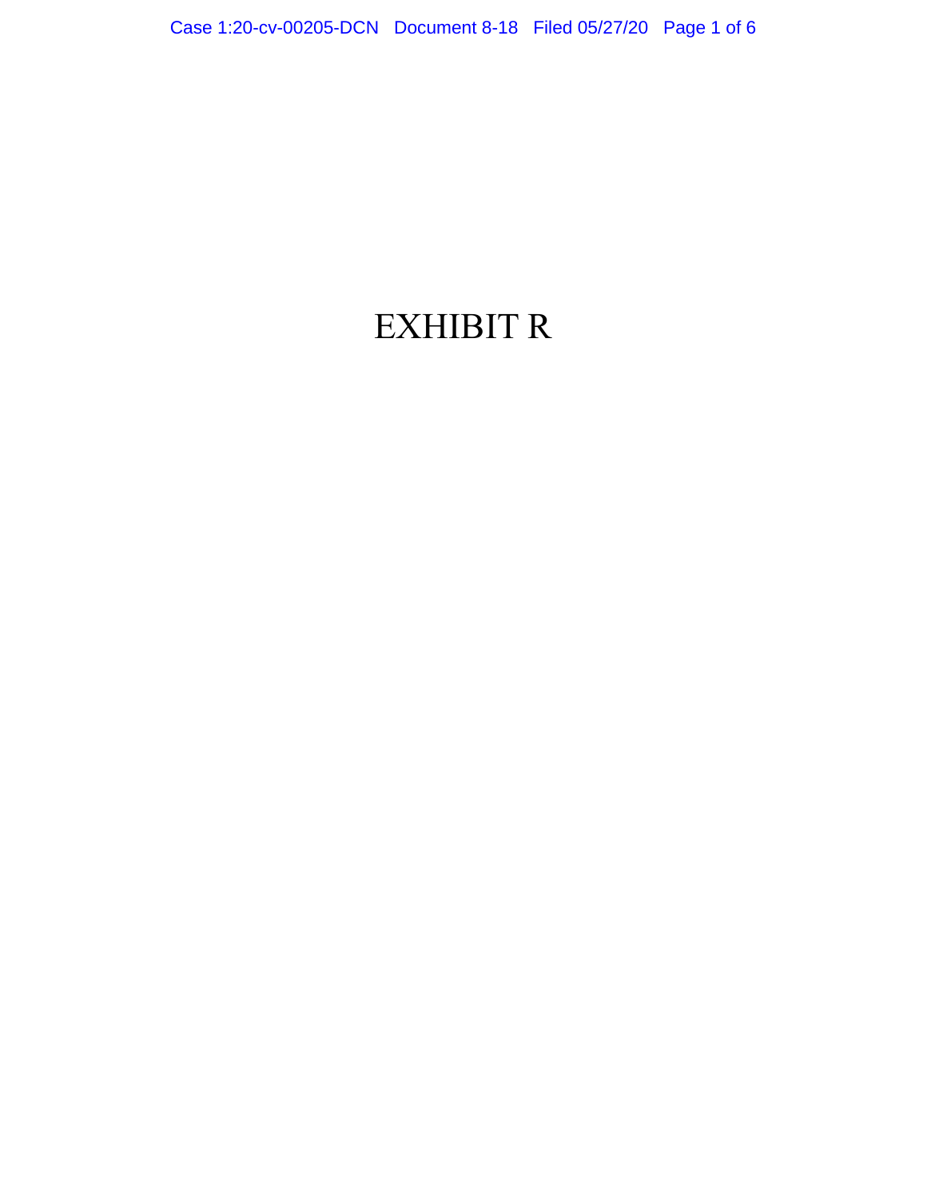# EXHIBIT R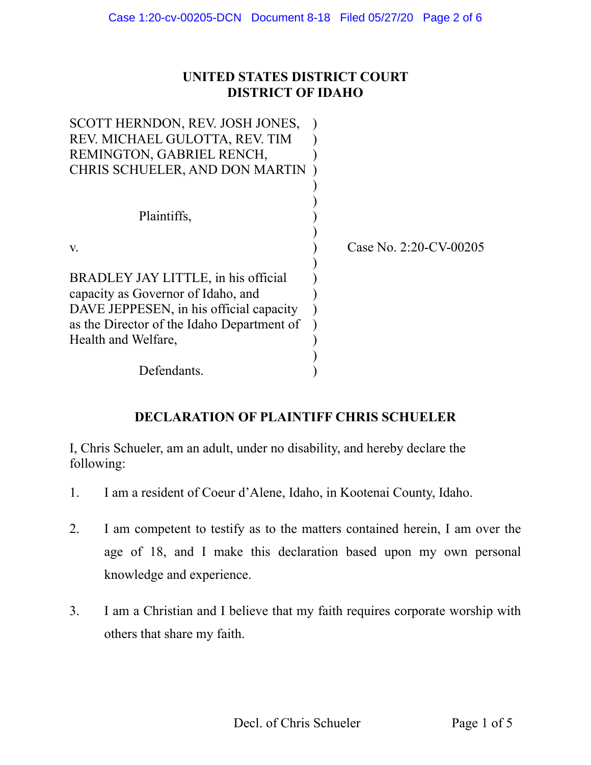**UNITED STATES DISTRICT COURT**
**DISTRICT OF IDAHO**

| | | |
|---|---|---|
| SCOTT HERNDON, REV. JOSH JONES, REV. MICHAEL GULOTTA, REV. TIM REMINGTON, GABRIEL RENCH, CHRIS SCHUELER, AND DON MARTIN | ) | |
| Plaintiffs, | ) | |
| v. | ) | Case No. 2:20-CV-00205 |
| BRADLEY JAY LITTLE, in his official capacity as Governor of Idaho, and DAVE JEPPESEN, in his official capacity as the Director of the Idaho Department of Health and Welfare, | ) | |
| Defendants. | ) | |

**DECLARATION OF PLAINTIFF CHRIS SCHUELER**

I, Chris Schueler, am an adult, under no disability, and hereby declare the following:

1. I am a resident of Coeur d'Alene, Idaho, in Kootenai County, Idaho.

2. I am competent to testify as to the matters contained herein, I am over the age of 18, and I make this declaration based upon my own personal knowledge and experience.

3. I am a Christian and I believe that my faith requires corporate worship with others that share my faith.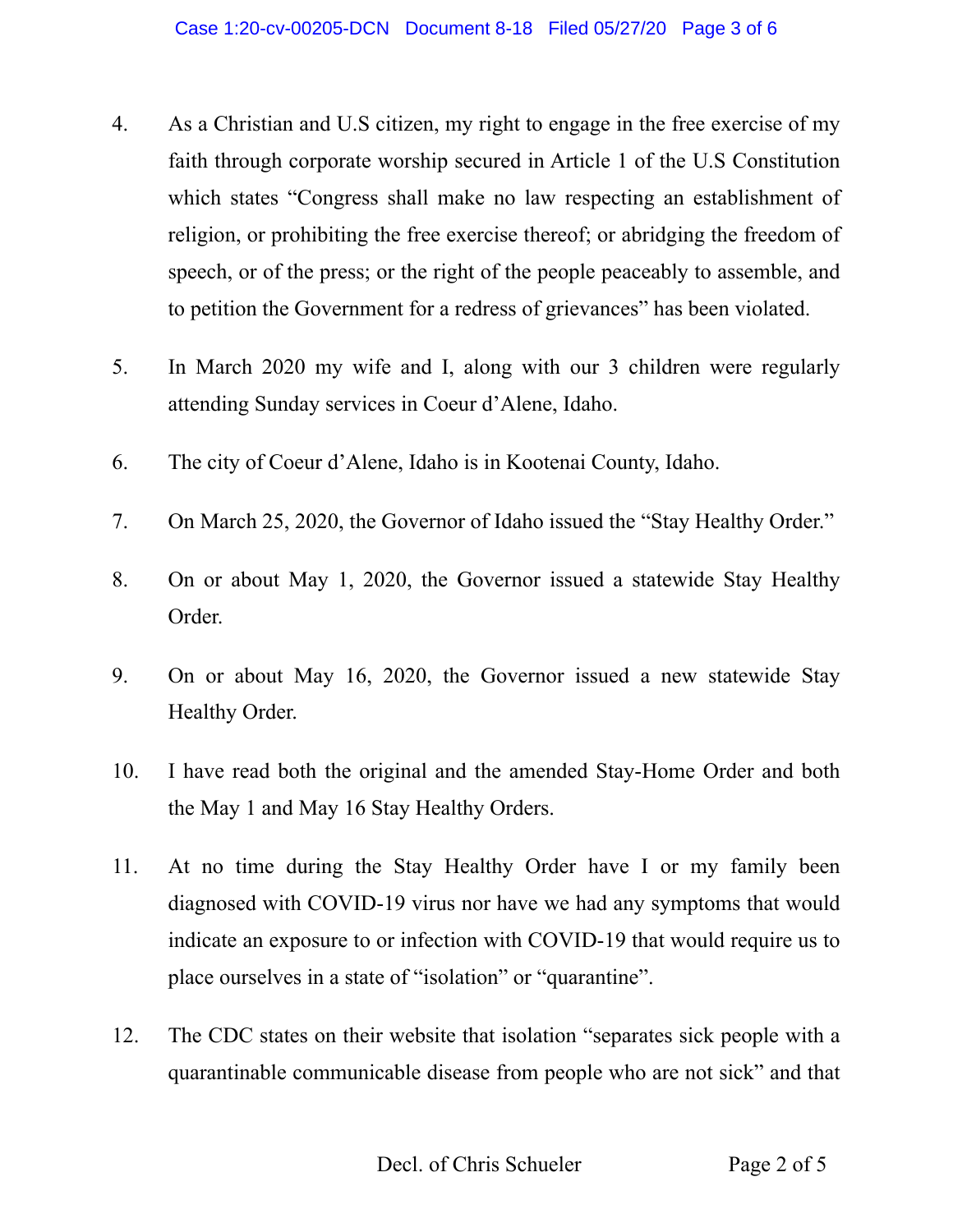4. As a Christian and U.S citizen, my right to engage in the free exercise of my faith through corporate worship secured in Article 1 of the U.S Constitution which states "Congress shall make no law respecting an establishment of religion, or prohibiting the free exercise thereof; or abridging the freedom of speech, or of the press; or the right of the people peaceably to assemble, and to petition the Government for a redress of grievances" has been violated.

5. In March 2020 my wife and I, along with our 3 children were regularly attending Sunday services in Coeur d'Alene, Idaho.

6. The city of Coeur d'Alene, Idaho is in Kootenai County, Idaho.

7. On March 25, 2020, the Governor of Idaho issued the "Stay Healthy Order."

8. On or about May 1, 2020, the Governor issued a statewide Stay Healthy Order.

9. On or about May 16, 2020, the Governor issued a new statewide Stay Healthy Order.

10. I have read both the original and the amended Stay-Home Order and both the May 1 and May 16 Stay Healthy Orders.

11. At no time during the Stay Healthy Order have I or my family been diagnosed with COVID-19 virus nor have we had any symptoms that would indicate an exposure to or infection with COVID-19 that would require us to place ourselves in a state of "isolation" or "quarantine".

12. The CDC states on their website that isolation "separates sick people with a quarantinable communicable disease from people who are not sick" and that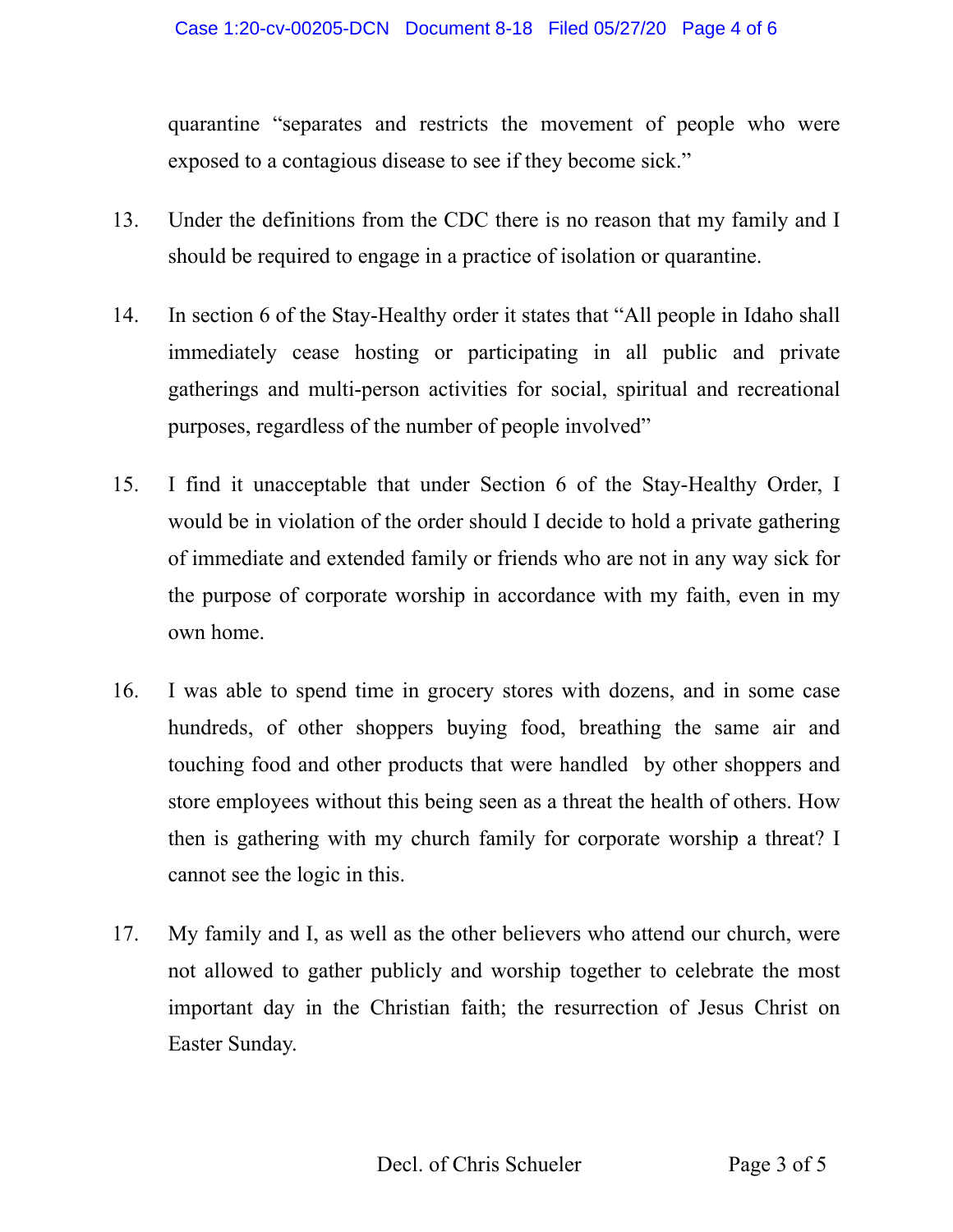quarantine "separates and restricts the movement of people who were exposed to a contagious disease to see if they become sick."

13. Under the definitions from the CDC there is no reason that my family and I should be required to engage in a practice of isolation or quarantine.

14. In section 6 of the Stay-Healthy order it states that "All people in Idaho shall immediately cease hosting or participating in all public and private gatherings and multi-person activities for social, spiritual and recreational purposes, regardless of the number of people involved"

15. I find it unacceptable that under Section 6 of the Stay-Healthy Order, I would be in violation of the order should I decide to hold a private gathering of immediate and extended family or friends who are not in any way sick for the purpose of corporate worship in accordance with my faith, even in my own home.

16. I was able to spend time in grocery stores with dozens, and in some case hundreds, of other shoppers buying food, breathing the same air and touching food and other products that were handled by other shoppers and store employees without this being seen as a threat the health of others. How then is gathering with my church family for corporate worship a threat? I cannot see the logic in this.

17. My family and I, as well as the other believers who attend our church, were not allowed to gather publicly and worship together to celebrate the most important day in the Christian faith; the resurrection of Jesus Christ on Easter Sunday.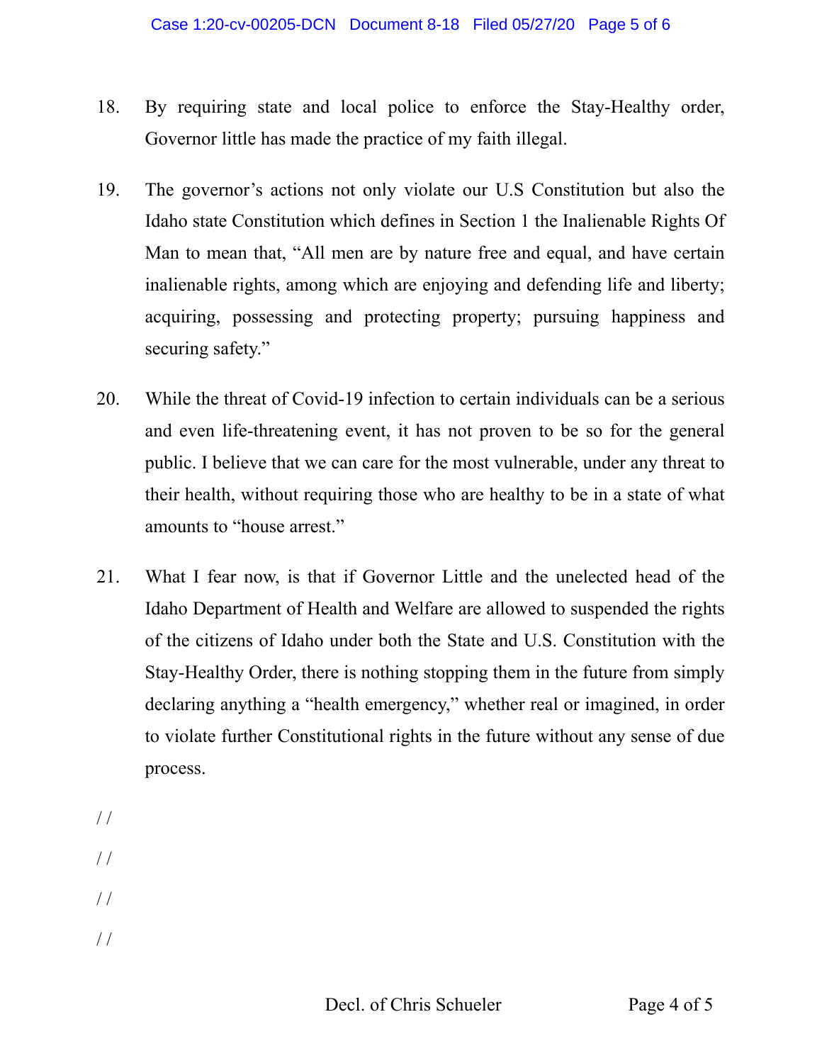18. By requiring state and local police to enforce the Stay-Healthy order, Governor little has made the practice of my faith illegal.

19. The governor's actions not only violate our U.S Constitution but also the Idaho state Constitution which defines in Section 1 the Inalienable Rights Of Man to mean that, "All men are by nature free and equal, and have certain inalienable rights, among which are enjoying and defending life and liberty; acquiring, possessing and protecting property; pursuing happiness and securing safety."

20. While the threat of Covid-19 infection to certain individuals can be a serious and even life-threatening event, it has not proven to be so for the general public. I believe that we can care for the most vulnerable, under any threat to their health, without requiring those who are healthy to be in a state of what amounts to "house arrest."

21. What I fear now, is that if Governor Little and the unelected head of the Idaho Department of Health and Welfare are allowed to suspended the rights of the citizens of Idaho under both the State and U.S. Constitution with the Stay-Healthy Order, there is nothing stopping them in the future from simply declaring anything a "health emergency," whether real or imagined, in order to violate further Constitutional rights in the future without any sense of due process.

/ /

/ /

/ /

/ /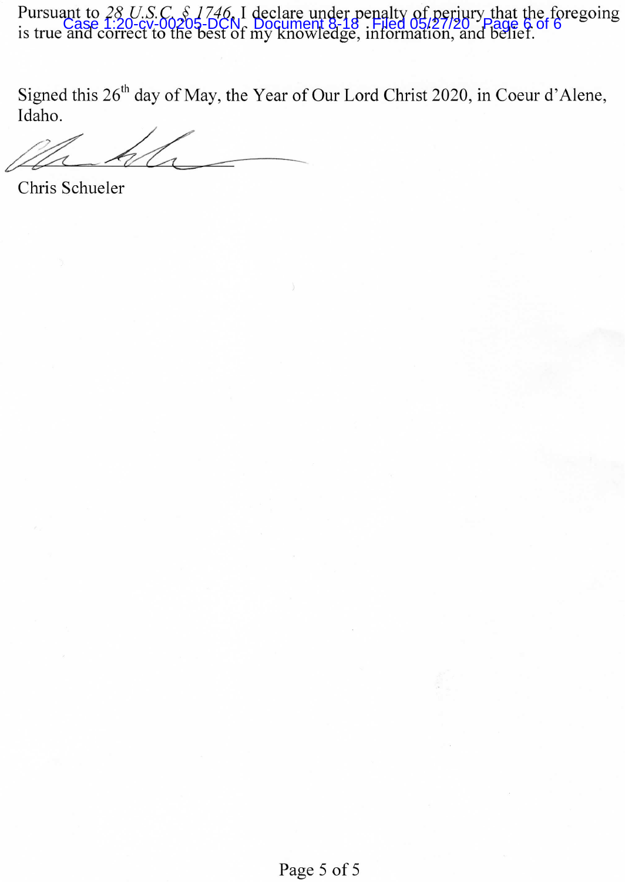Pursuant to *28 U.S.C. § 1746*, I declare under penalty of perjury that the foregoing is true and correct to the best of my knowledge, information, and belief.

Signed this 26th day of May, the Year of Our Lord Christ 2020, in Coeur d'Alene, Idaho.

Chris Schueler